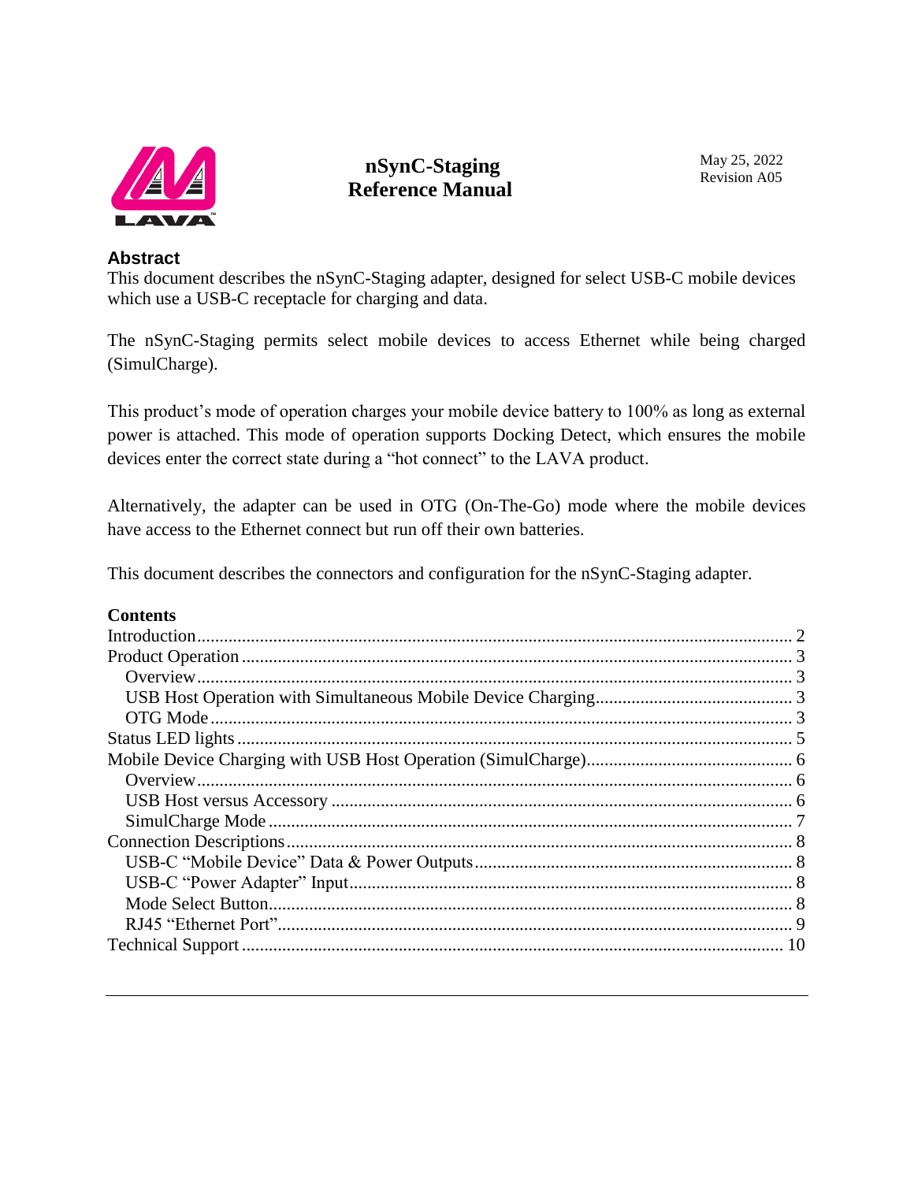# nSynC-Staging Reference Manual

May 25, 2022
Revision A05

## Abstract

This document describes the nSynC-Staging adapter, designed for select USB-C mobile devices which use a USB-C receptacle for charging and data.

The nSynC-Staging permits select mobile devices to access Ethernet while being charged (SimulCharge).

This product's mode of operation charges your mobile device battery to 100% as long as external power is attached. This mode of operation supports Docking Detect, which ensures the mobile devices enter the correct state during a "hot connect" to the LAVA product.

Alternatively, the adapter can be used in OTG (On-The-Go) mode where the mobile devices have access to the Ethernet connect but run off their own batteries.

This document describes the connectors and configuration for the nSynC-Staging adapter.

## Contents

- Introduction ........ 2
- Product Operation ........ 3
  - Overview ........ 3
  - USB Host Operation with Simultaneous Mobile Device Charging ........ 3
  - OTG Mode ........ 3
- Status LED lights ........ 5
- Mobile Device Charging with USB Host Operation (SimulCharge) ........ 6
  - Overview ........ 6
  - USB Host versus Accessory ........ 6
  - SimulCharge Mode ........ 7
- Connection Descriptions ........ 8
  - USB-C "Mobile Device" Data & Power Outputs ........ 8
  - USB-C "Power Adapter" Input ........ 8
  - Mode Select Button ........ 8
  - RJ45 "Ethernet Port" ........ 9
- Technical Support ........ 10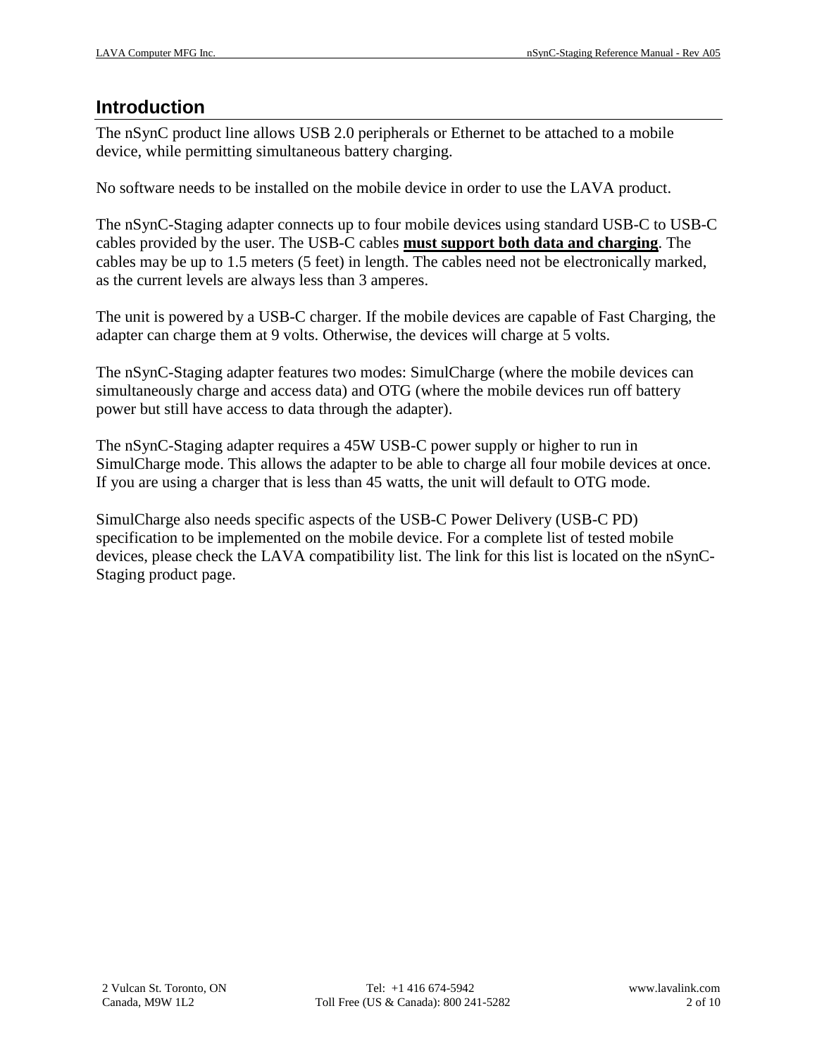# Introduction

The nSynC product line allows USB 2.0 peripherals or Ethernet to be attached to a mobile device, while permitting simultaneous battery charging.

No software needs to be installed on the mobile device in order to use the LAVA product.

The nSynC-Staging adapter connects up to four mobile devices using standard USB-C to USB-C cables provided by the user. The USB-C cables **must support both data and charging**. The cables may be up to 1.5 meters (5 feet) in length. The cables need not be electronically marked, as the current levels are always less than 3 amperes.

The unit is powered by a USB-C charger. If the mobile devices are capable of Fast Charging, the adapter can charge them at 9 volts. Otherwise, the devices will charge at 5 volts.

The nSynC-Staging adapter features two modes: SimulCharge (where the mobile devices can simultaneously charge and access data) and OTG (where the mobile devices run off battery power but still have access to data through the adapter).

The nSynC-Staging adapter requires a 45W USB-C power supply or higher to run in SimulCharge mode. This allows the adapter to be able to charge all four mobile devices at once. If you are using a charger that is less than 45 watts, the unit will default to OTG mode.

SimulCharge also needs specific aspects of the USB-C Power Delivery (USB-C PD) specification to be implemented on the mobile device. For a complete list of tested mobile devices, please check the LAVA compatibility list. The link for this list is located on the nSynC-Staging product page.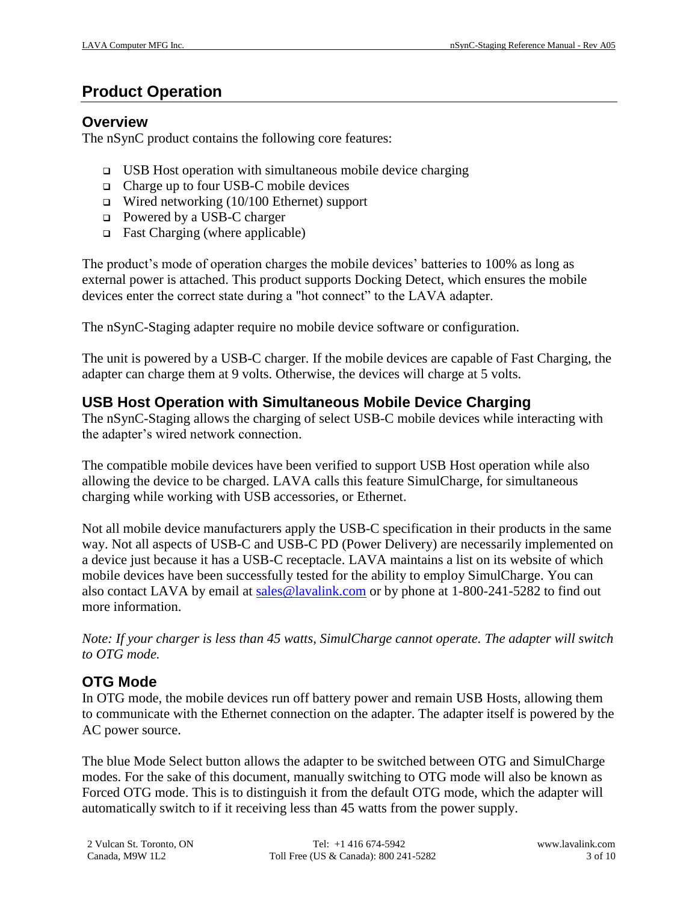# Product Operation

## Overview

The nSynC product contains the following core features:

- USB Host operation with simultaneous mobile device charging
- Charge up to four USB-C mobile devices
- Wired networking (10/100 Ethernet) support
- Powered by a USB-C charger
- Fast Charging (where applicable)

The product's mode of operation charges the mobile devices' batteries to 100% as long as external power is attached. This product supports Docking Detect, which ensures the mobile devices enter the correct state during a "hot connect" to the LAVA adapter.

The nSynC-Staging adapter require no mobile device software or configuration.

The unit is powered by a USB-C charger. If the mobile devices are capable of Fast Charging, the adapter can charge them at 9 volts. Otherwise, the devices will charge at 5 volts.

## USB Host Operation with Simultaneous Mobile Device Charging

The nSynC-Staging allows the charging of select USB-C mobile devices while interacting with the adapter's wired network connection.

The compatible mobile devices have been verified to support USB Host operation while also allowing the device to be charged. LAVA calls this feature SimulCharge, for simultaneous charging while working with USB accessories, or Ethernet.

Not all mobile device manufacturers apply the USB-C specification in their products in the same way. Not all aspects of USB-C and USB-C PD (Power Delivery) are necessarily implemented on a device just because it has a USB-C receptacle. LAVA maintains a list on its website of which mobile devices have been successfully tested for the ability to employ SimulCharge. You can also contact LAVA by email at [sales@lavalink.com](mailto:sales@lavalink.com) or by phone at 1-800-241-5282 to find out more information.

*Note: If your charger is less than 45 watts, SimulCharge cannot operate. The adapter will switch to OTG mode.*

## OTG Mode

In OTG mode, the mobile devices run off battery power and remain USB Hosts, allowing them to communicate with the Ethernet connection on the adapter. The adapter itself is powered by the AC power source.

The blue Mode Select button allows the adapter to be switched between OTG and SimulCharge modes. For the sake of this document, manually switching to OTG mode will also be known as Forced OTG mode. This is to distinguish it from the default OTG mode, which the adapter will automatically switch to if it receiving less than 45 watts from the power supply.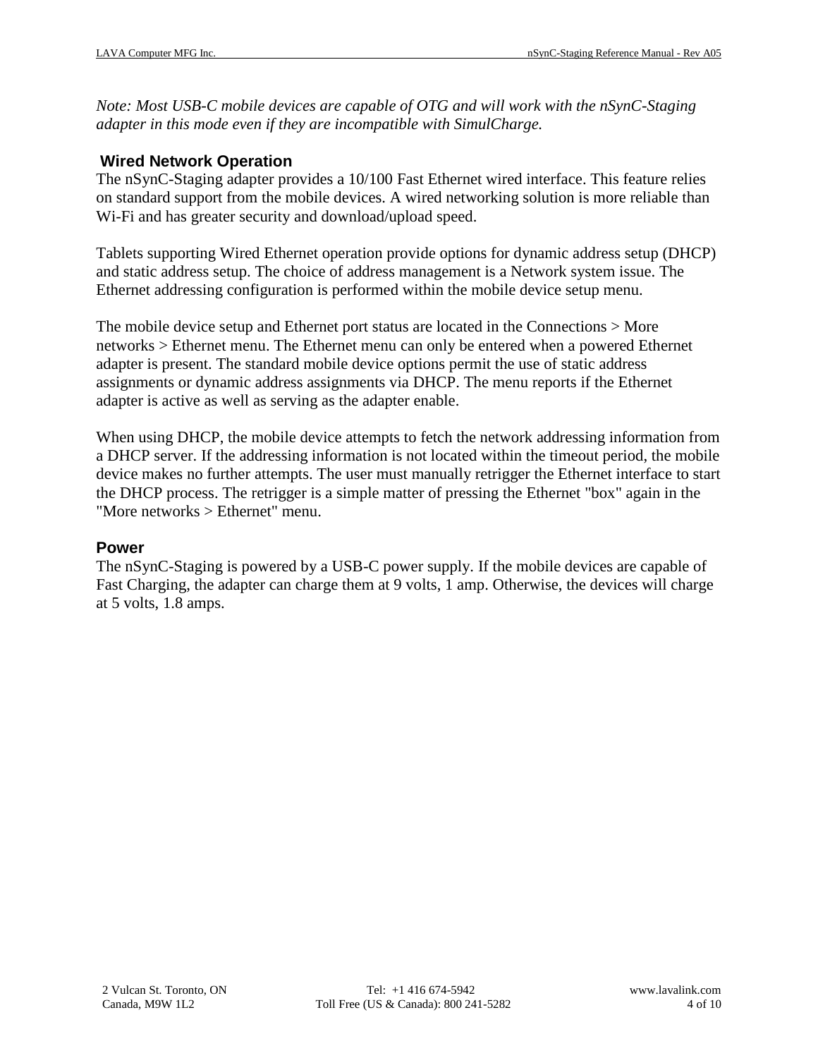*Note: Most USB-C mobile devices are capable of OTG and will work with the nSynC-Staging adapter in this mode even if they are incompatible with SimulCharge.*

## Wired Network Operation

The nSynC-Staging adapter provides a 10/100 Fast Ethernet wired interface. This feature relies on standard support from the mobile devices. A wired networking solution is more reliable than Wi-Fi and has greater security and download/upload speed.

Tablets supporting Wired Ethernet operation provide options for dynamic address setup (DHCP) and static address setup. The choice of address management is a Network system issue. The Ethernet addressing configuration is performed within the mobile device setup menu.

The mobile device setup and Ethernet port status are located in the Connections > More networks > Ethernet menu. The Ethernet menu can only be entered when a powered Ethernet adapter is present. The standard mobile device options permit the use of static address assignments or dynamic address assignments via DHCP. The menu reports if the Ethernet adapter is active as well as serving as the adapter enable.

When using DHCP, the mobile device attempts to fetch the network addressing information from a DHCP server. If the addressing information is not located within the timeout period, the mobile device makes no further attempts. The user must manually retrigger the Ethernet interface to start the DHCP process. The retrigger is a simple matter of pressing the Ethernet "box" again in the "More networks > Ethernet" menu.

## Power

The nSynC-Staging is powered by a USB-C power supply. If the mobile devices are capable of Fast Charging, the adapter can charge them at 9 volts, 1 amp. Otherwise, the devices will charge at 5 volts, 1.8 amps.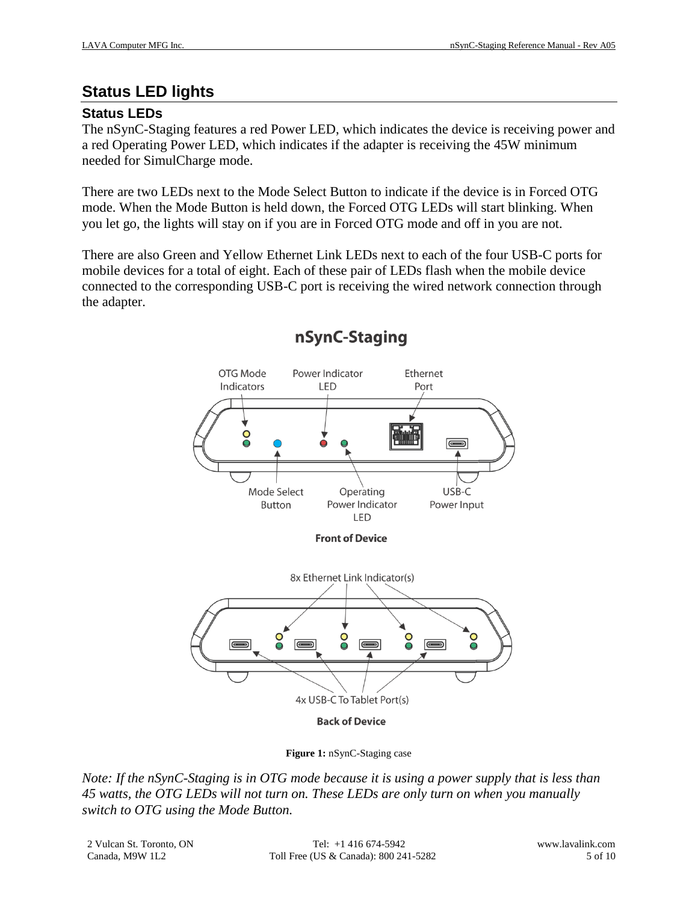# Status LED lights

## Status LEDs

The nSynC-Staging features a red Power LED, which indicates the device is receiving power and a red Operating Power LED, which indicates if the adapter is receiving the 45W minimum needed for SimulCharge mode.

There are two LEDs next to the Mode Select Button to indicate if the device is in Forced OTG mode. When the Mode Button is held down, the Forced OTG LEDs will start blinking. When you let go, the lights will stay on if you are in Forced OTG mode and off in you are not.

There are also Green and Yellow Ethernet Link LEDs next to each of the four USB-C ports for mobile devices for a total of eight. Each of these pair of LEDs flash when the mobile device connected to the corresponding USB-C port is receiving the wired network connection through the adapter.

**nSynC-Staging**

OTG Mode Indicators | Power Indicator LED | Ethernet Port | Mode Select Button | Operating Power Indicator LED | USB-C Power Input

**Front of Device**

8x Ethernet Link Indicator(s) | 4x USB-C To Tablet Port(s)

**Back of Device**

**Figure 1:** nSynC-Staging case

*Note: If the nSynC-Staging is in OTG mode because it is using a power supply that is less than 45 watts, the OTG LEDs will not turn on. These LEDs are only turn on when you manually switch to OTG using the Mode Button.*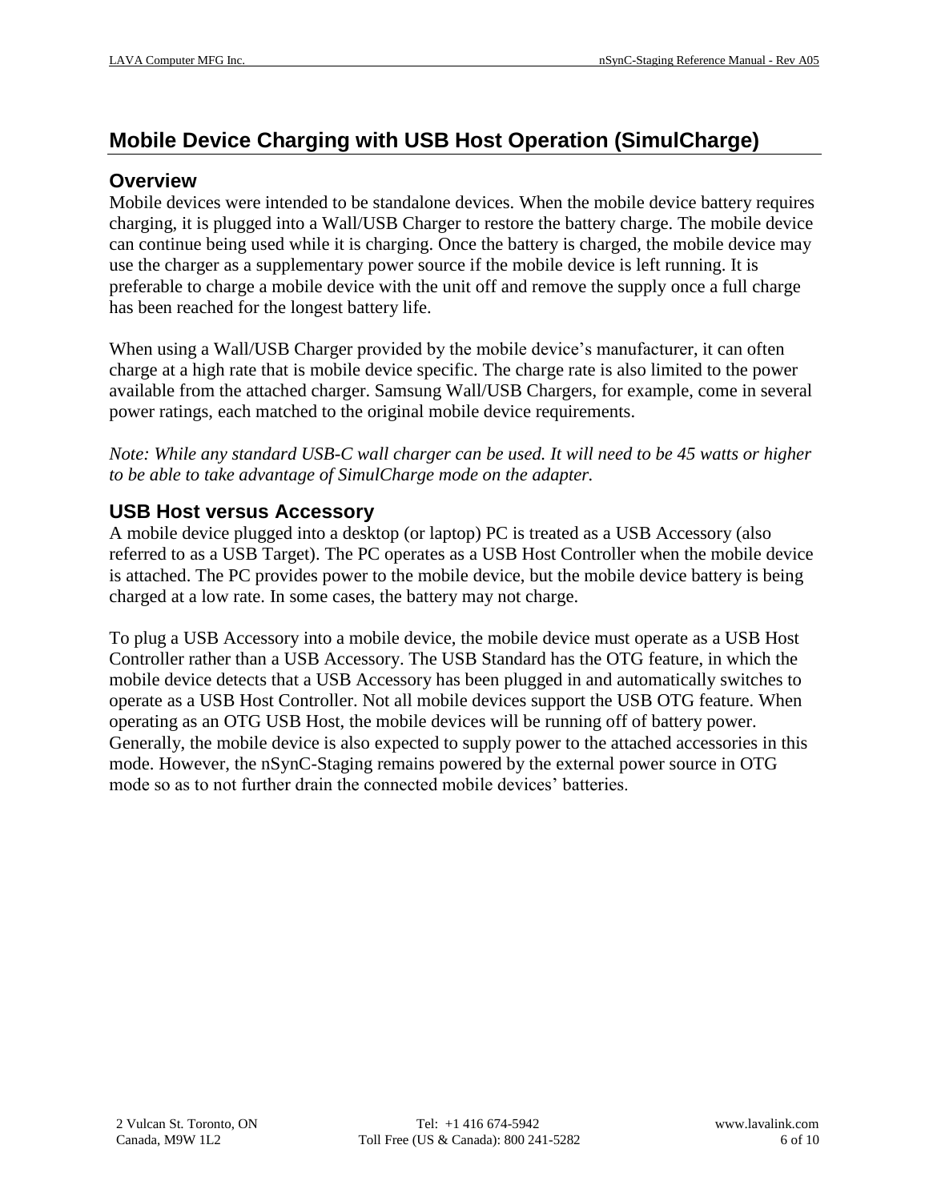# Mobile Device Charging with USB Host Operation (SimulCharge)

## Overview

Mobile devices were intended to be standalone devices. When the mobile device battery requires charging, it is plugged into a Wall/USB Charger to restore the battery charge. The mobile device can continue being used while it is charging. Once the battery is charged, the mobile device may use the charger as a supplementary power source if the mobile device is left running. It is preferable to charge a mobile device with the unit off and remove the supply once a full charge has been reached for the longest battery life.

When using a Wall/USB Charger provided by the mobile device's manufacturer, it can often charge at a high rate that is mobile device specific. The charge rate is also limited to the power available from the attached charger. Samsung Wall/USB Chargers, for example, come in several power ratings, each matched to the original mobile device requirements.

*Note: While any standard USB-C wall charger can be used. It will need to be 45 watts or higher to be able to take advantage of SimulCharge mode on the adapter.*

## USB Host versus Accessory

A mobile device plugged into a desktop (or laptop) PC is treated as a USB Accessory (also referred to as a USB Target). The PC operates as a USB Host Controller when the mobile device is attached. The PC provides power to the mobile device, but the mobile device battery is being charged at a low rate. In some cases, the battery may not charge.

To plug a USB Accessory into a mobile device, the mobile device must operate as a USB Host Controller rather than a USB Accessory. The USB Standard has the OTG feature, in which the mobile device detects that a USB Accessory has been plugged in and automatically switches to operate as a USB Host Controller. Not all mobile devices support the USB OTG feature. When operating as an OTG USB Host, the mobile devices will be running off of battery power. Generally, the mobile device is also expected to supply power to the attached accessories in this mode. However, the nSynC-Staging remains powered by the external power source in OTG mode so as to not further drain the connected mobile devices' batteries.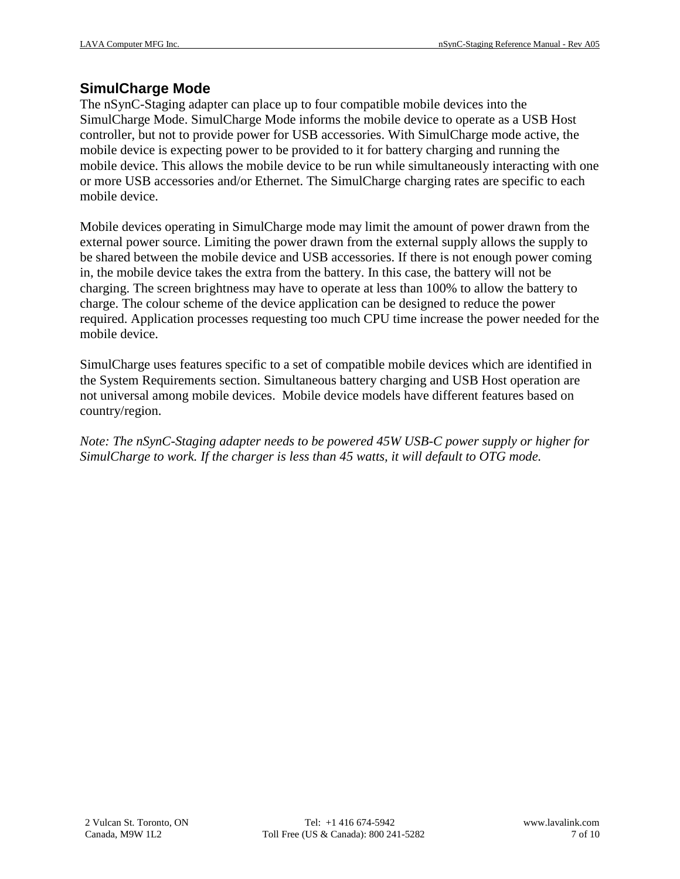## SimulCharge Mode

The nSynC-Staging adapter can place up to four compatible mobile devices into the SimulCharge Mode. SimulCharge Mode informs the mobile device to operate as a USB Host controller, but not to provide power for USB accessories. With SimulCharge mode active, the mobile device is expecting power to be provided to it for battery charging and running the mobile device. This allows the mobile device to be run while simultaneously interacting with one or more USB accessories and/or Ethernet. The SimulCharge charging rates are specific to each mobile device.

Mobile devices operating in SimulCharge mode may limit the amount of power drawn from the external power source. Limiting the power drawn from the external supply allows the supply to be shared between the mobile device and USB accessories. If there is not enough power coming in, the mobile device takes the extra from the battery. In this case, the battery will not be charging. The screen brightness may have to operate at less than 100% to allow the battery to charge. The colour scheme of the device application can be designed to reduce the power required. Application processes requesting too much CPU time increase the power needed for the mobile device.

SimulCharge uses features specific to a set of compatible mobile devices which are identified in the System Requirements section. Simultaneous battery charging and USB Host operation are not universal among mobile devices.  Mobile device models have different features based on country/region.

*Note: The nSynC-Staging adapter needs to be powered 45W USB-C power supply or higher for SimulCharge to work. If the charger is less than 45 watts, it will default to OTG mode.*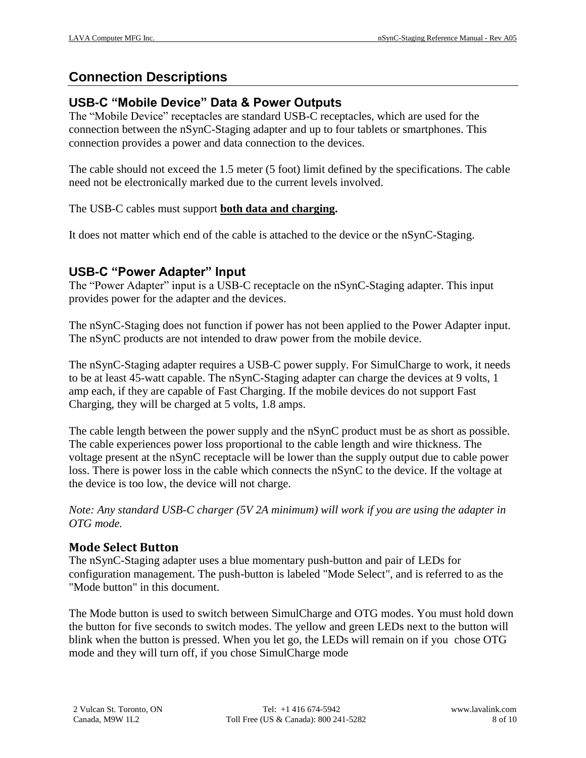## Connection Descriptions

### USB-C "Mobile Device" Data & Power Outputs

The "Mobile Device" receptacles are standard USB-C receptacles, which are used for the connection between the nSynC-Staging adapter and up to four tablets or smartphones. This connection provides a power and data connection to the devices.

The cable should not exceed the 1.5 meter (5 foot) limit defined by the specifications. The cable need not be electronically marked due to the current levels involved.

The USB-C cables must support **both data and charging.**

It does not matter which end of the cable is attached to the device or the nSynC-Staging.

### USB-C "Power Adapter" Input

The "Power Adapter" input is a USB-C receptacle on the nSynC-Staging adapter. This input provides power for the adapter and the devices.

The nSynC-Staging does not function if power has not been applied to the Power Adapter input. The nSynC products are not intended to draw power from the mobile device.

The nSynC-Staging adapter requires a USB-C power supply. For SimulCharge to work, it needs to be at least 45-watt capable. The nSynC-Staging adapter can charge the devices at 9 volts, 1 amp each, if they are capable of Fast Charging. If the mobile devices do not support Fast Charging, they will be charged at 5 volts, 1.8 amps.

The cable length between the power supply and the nSynC product must be as short as possible. The cable experiences power loss proportional to the cable length and wire thickness. The voltage present at the nSynC receptacle will be lower than the supply output due to cable power loss. There is power loss in the cable which connects the nSynC to the device. If the voltage at the device is too low, the device will not charge.

*Note: Any standard USB-C charger (5V 2A minimum) will work if you are using the adapter in OTG mode.*

### Mode Select Button

The nSynC-Staging adapter uses a blue momentary push-button and pair of LEDs for configuration management. The push-button is labeled "Mode Select", and is referred to as the "Mode button" in this document.

The Mode button is used to switch between SimulCharge and OTG modes. You must hold down the button for five seconds to switch modes. The yellow and green LEDs next to the button will blink when the button is pressed. When you let go, the LEDs will remain on if you chose OTG mode and they will turn off, if you chose SimulCharge mode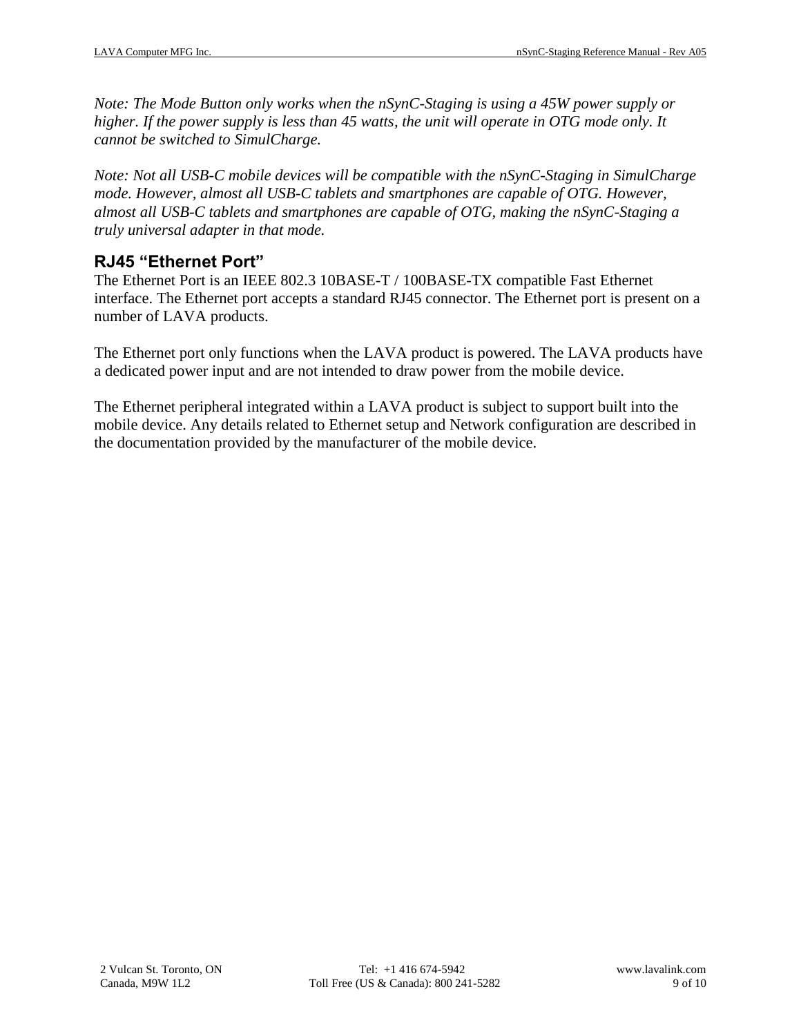*Note: The Mode Button only works when the nSynC-Staging is using a 45W power supply or higher. If the power supply is less than 45 watts, the unit will operate in OTG mode only. It cannot be switched to SimulCharge.*

*Note: Not all USB-C mobile devices will be compatible with the nSynC-Staging in SimulCharge mode. However, almost all USB-C tablets and smartphones are capable of OTG. However, almost all USB-C tablets and smartphones are capable of OTG, making the nSynC-Staging a truly universal adapter in that mode.*

## RJ45 "Ethernet Port"

The Ethernet Port is an IEEE 802.3 10BASE-T / 100BASE-TX compatible Fast Ethernet interface. The Ethernet port accepts a standard RJ45 connector. The Ethernet port is present on a number of LAVA products.

The Ethernet port only functions when the LAVA product is powered. The LAVA products have a dedicated power input and are not intended to draw power from the mobile device.

The Ethernet peripheral integrated within a LAVA product is subject to support built into the mobile device. Any details related to Ethernet setup and Network configuration are described in the documentation provided by the manufacturer of the mobile device.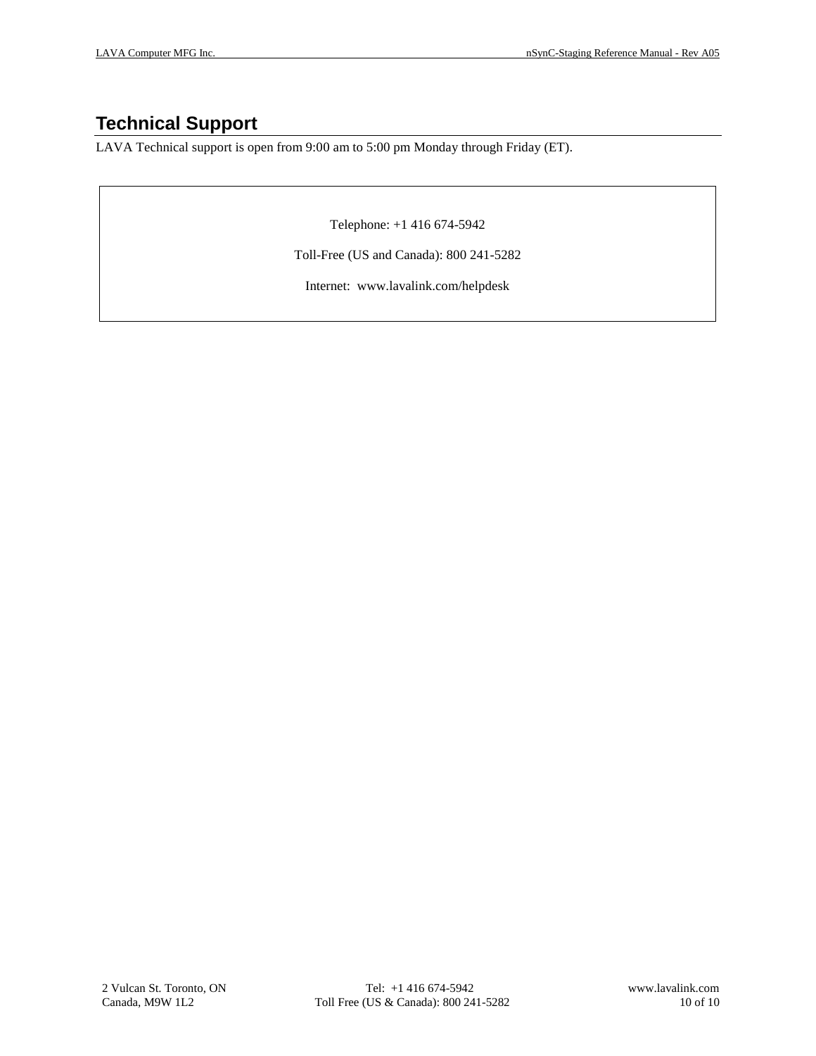# Technical Support

LAVA Technical support is open from 9:00 am to 5:00 pm Monday through Friday (ET).

Telephone: +1 416 674-5942

Toll-Free (US and Canada): 800 241-5282

Internet: www.lavalink.com/helpdesk